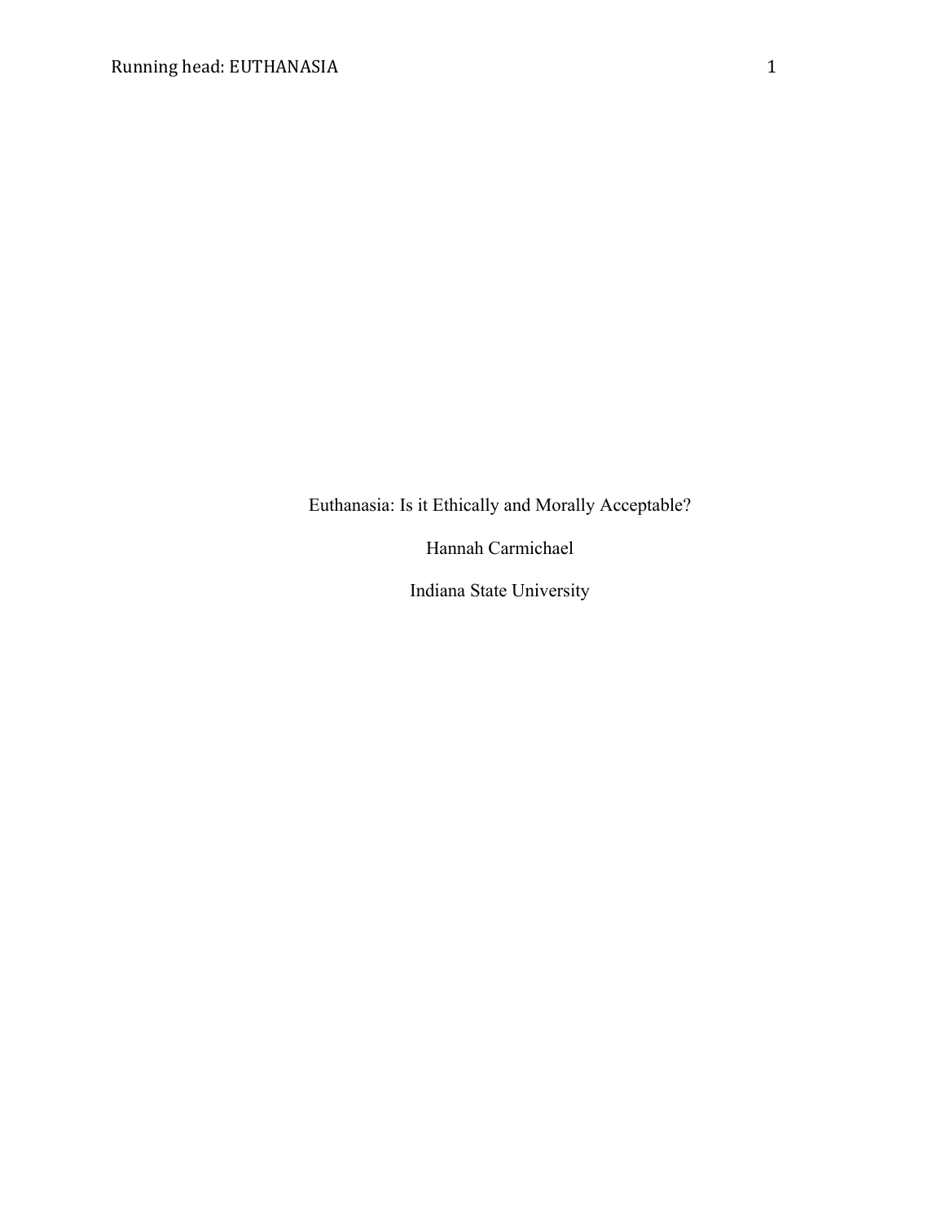# Euthanasia: Is it Ethically and Morally Acceptable?

Hannah Carmichael

Indiana State University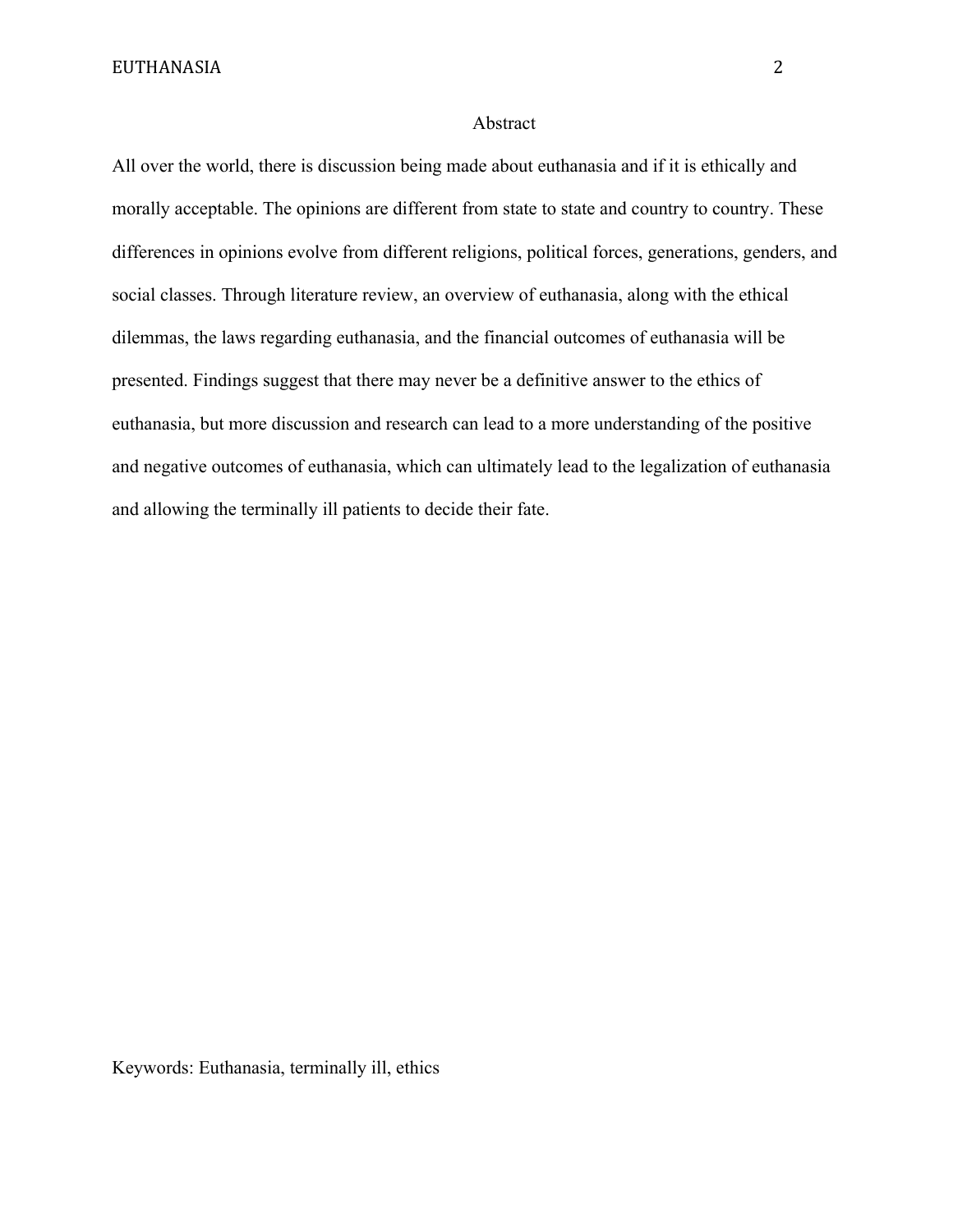# Abstract

All over the world, there is discussion being made about euthanasia and if it is ethically and morally acceptable. The opinions are different from state to state and country to country. These differences in opinions evolve from different religions, political forces, generations, genders, and social classes. Through literature review, an overview of euthanasia, along with the ethical dilemmas, the laws regarding euthanasia, and the financial outcomes of euthanasia will be presented. Findings suggest that there may never be a definitive answer to the ethics of euthanasia, but more discussion and research can lead to a more understanding of the positive and negative outcomes of euthanasia, which can ultimately lead to the legalization of euthanasia and allowing the terminally ill patients to decide their fate.

Keywords: Euthanasia, terminally ill, ethics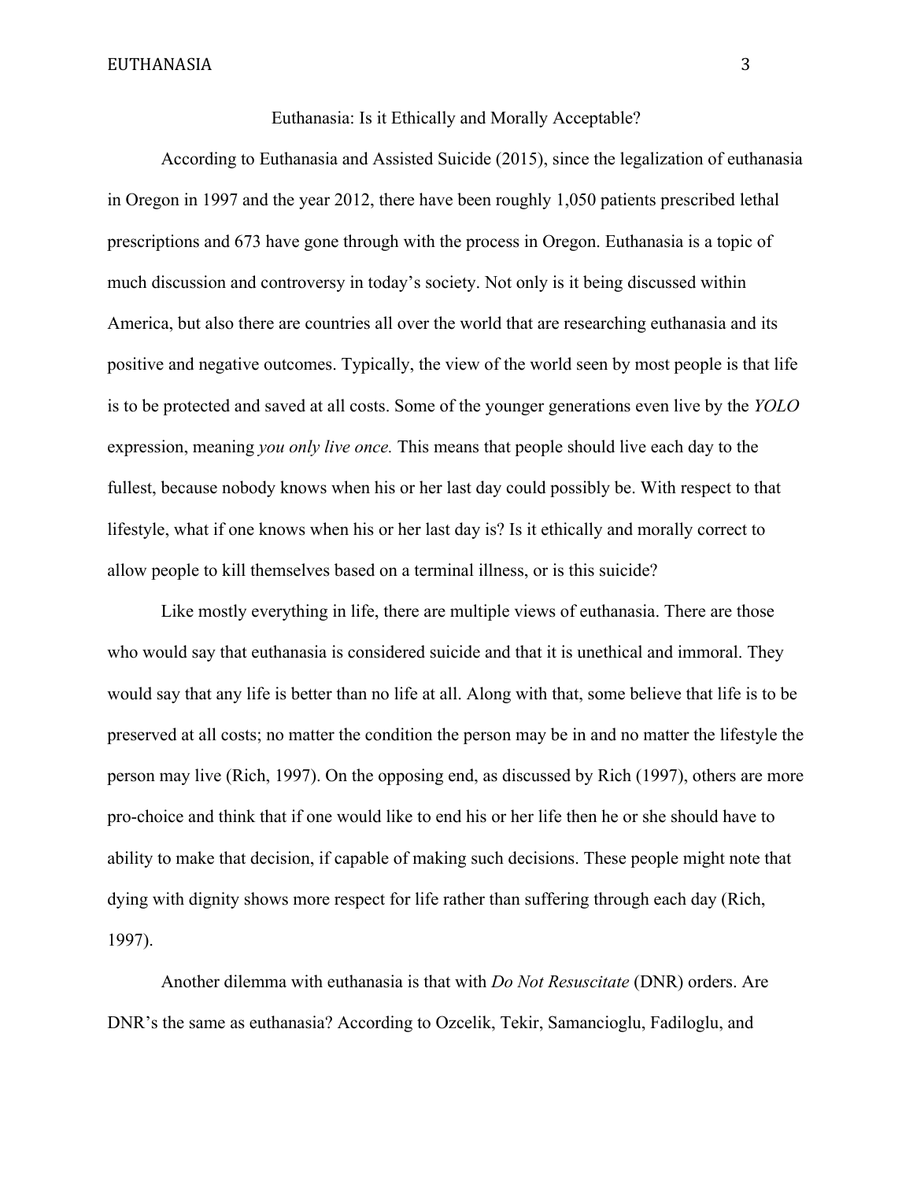# Euthanasia: Is it Ethically and Morally Acceptable?

According to Euthanasia and Assisted Suicide (2015), since the legalization of euthanasia in Oregon in 1997 and the year 2012, there have been roughly 1,050 patients prescribed lethal prescriptions and 673 have gone through with the process in Oregon. Euthanasia is a topic of much discussion and controversy in today's society. Not only is it being discussed within America, but also there are countries all over the world that are researching euthanasia and its positive and negative outcomes. Typically, the view of the world seen by most people is that life is to be protected and saved at all costs. Some of the younger generations even live by the *YOLO* expression, meaning *you only live once.* This means that people should live each day to the fullest, because nobody knows when his or her last day could possibly be. With respect to that lifestyle, what if one knows when his or her last day is? Is it ethically and morally correct to allow people to kill themselves based on a terminal illness, or is this suicide?

Like mostly everything in life, there are multiple views of euthanasia. There are those who would say that euthanasia is considered suicide and that it is unethical and immoral. They would say that any life is better than no life at all. Along with that, some believe that life is to be preserved at all costs; no matter the condition the person may be in and no matter the lifestyle the person may live (Rich, 1997). On the opposing end, as discussed by Rich (1997), others are more pro-choice and think that if one would like to end his or her life then he or she should have to ability to make that decision, if capable of making such decisions. These people might note that dying with dignity shows more respect for life rather than suffering through each day (Rich, 1997).

Another dilemma with euthanasia is that with *Do Not Resuscitate* (DNR) orders. Are DNR's the same as euthanasia? According to Ozcelik, Tekir, Samancioglu, Fadiloglu, and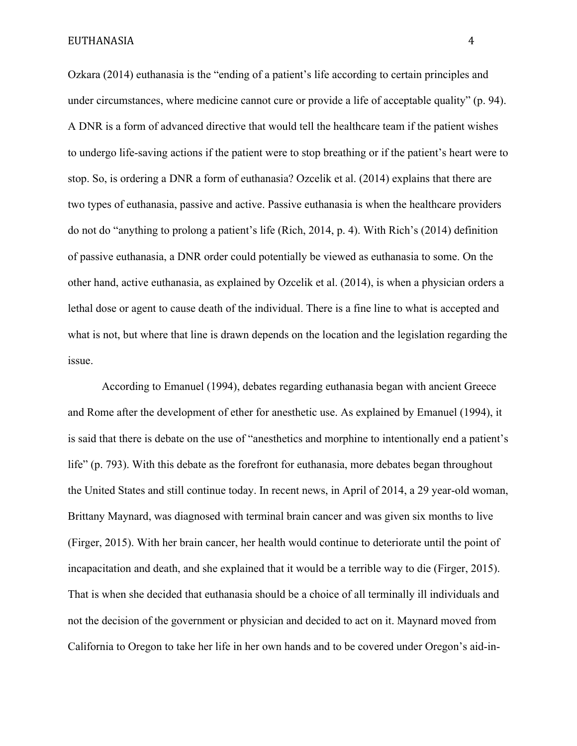Ozkara (2014) euthanasia is the "ending of a patient's life according to certain principles and under circumstances, where medicine cannot cure or provide a life of acceptable quality" (p. 94). A DNR is a form of advanced directive that would tell the healthcare team if the patient wishes to undergo life-saving actions if the patient were to stop breathing or if the patient's heart were to stop. So, is ordering a DNR a form of euthanasia? Ozcelik et al. (2014) explains that there are two types of euthanasia, passive and active. Passive euthanasia is when the healthcare providers do not do "anything to prolong a patient's life (Rich, 2014, p. 4). With Rich's (2014) definition of passive euthanasia, a DNR order could potentially be viewed as euthanasia to some. On the other hand, active euthanasia, as explained by Ozcelik et al. (2014), is when a physician orders a lethal dose or agent to cause death of the individual. There is a fine line to what is accepted and what is not, but where that line is drawn depends on the location and the legislation regarding the issue.

According to Emanuel (1994), debates regarding euthanasia began with ancient Greece and Rome after the development of ether for anesthetic use. As explained by Emanuel (1994), it is said that there is debate on the use of "anesthetics and morphine to intentionally end a patient's life" (p. 793). With this debate as the forefront for euthanasia, more debates began throughout the United States and still continue today. In recent news, in April of 2014, a 29 year-old woman, Brittany Maynard, was diagnosed with terminal brain cancer and was given six months to live (Firger, 2015). With her brain cancer, her health would continue to deteriorate until the point of incapacitation and death, and she explained that it would be a terrible way to die (Firger, 2015). That is when she decided that euthanasia should be a choice of all terminally ill individuals and not the decision of the government or physician and decided to act on it. Maynard moved from California to Oregon to take her life in her own hands and to be covered under Oregon's aid-in-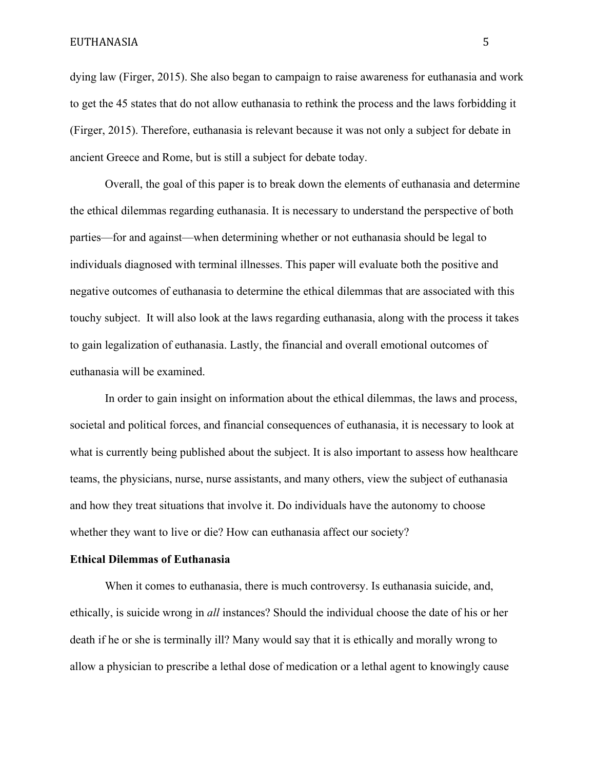dying law (Firger, 2015). She also began to campaign to raise awareness for euthanasia and work to get the 45 states that do not allow euthanasia to rethink the process and the laws forbidding it (Firger, 2015). Therefore, euthanasia is relevant because it was not only a subject for debate in ancient Greece and Rome, but is still a subject for debate today.

Overall, the goal of this paper is to break down the elements of euthanasia and determine the ethical dilemmas regarding euthanasia. It is necessary to understand the perspective of both parties—for and against—when determining whether or not euthanasia should be legal to individuals diagnosed with terminal illnesses. This paper will evaluate both the positive and negative outcomes of euthanasia to determine the ethical dilemmas that are associated with this touchy subject. It will also look at the laws regarding euthanasia, along with the process it takes to gain legalization of euthanasia. Lastly, the financial and overall emotional outcomes of euthanasia will be examined.

In order to gain insight on information about the ethical dilemmas, the laws and process, societal and political forces, and financial consequences of euthanasia, it is necessary to look at what is currently being published about the subject. It is also important to assess how healthcare teams, the physicians, nurse, nurse assistants, and many others, view the subject of euthanasia and how they treat situations that involve it. Do individuals have the autonomy to choose whether they want to live or die? How can euthanasia affect our society?

**Ethical Dilemmas of Euthanasia**

When it comes to euthanasia, there is much controversy. Is euthanasia suicide, and, ethically, is suicide wrong in *all* instances? Should the individual choose the date of his or her death if he or she is terminally ill? Many would say that it is ethically and morally wrong to allow a physician to prescribe a lethal dose of medication or a lethal agent to knowingly cause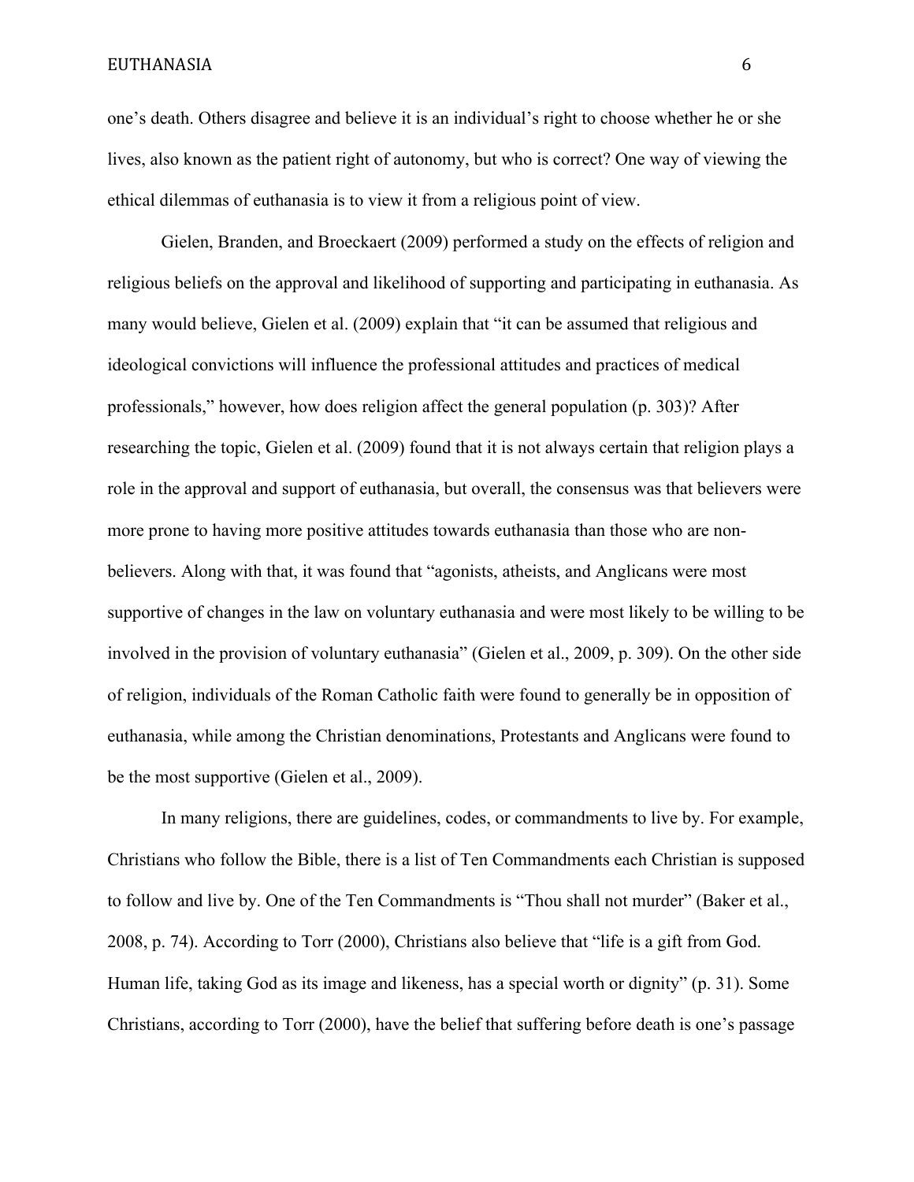one's death. Others disagree and believe it is an individual's right to choose whether he or she lives, also known as the patient right of autonomy, but who is correct? One way of viewing the ethical dilemmas of euthanasia is to view it from a religious point of view.

Gielen, Branden, and Broeckaert (2009) performed a study on the effects of religion and religious beliefs on the approval and likelihood of supporting and participating in euthanasia. As many would believe, Gielen et al. (2009) explain that "it can be assumed that religious and ideological convictions will influence the professional attitudes and practices of medical professionals," however, how does religion affect the general population (p. 303)? After researching the topic, Gielen et al. (2009) found that it is not always certain that religion plays a role in the approval and support of euthanasia, but overall, the consensus was that believers were more prone to having more positive attitudes towards euthanasia than those who are non-believers. Along with that, it was found that "agonists, atheists, and Anglicans were most supportive of changes in the law on voluntary euthanasia and were most likely to be willing to be involved in the provision of voluntary euthanasia" (Gielen et al., 2009, p. 309). On the other side of religion, individuals of the Roman Catholic faith were found to generally be in opposition of euthanasia, while among the Christian denominations, Protestants and Anglicans were found to be the most supportive (Gielen et al., 2009).

In many religions, there are guidelines, codes, or commandments to live by. For example, Christians who follow the Bible, there is a list of Ten Commandments each Christian is supposed to follow and live by. One of the Ten Commandments is "Thou shall not murder" (Baker et al., 2008, p. 74). According to Torr (2000), Christians also believe that "life is a gift from God. Human life, taking God as its image and likeness, has a special worth or dignity" (p. 31). Some Christians, according to Torr (2000), have the belief that suffering before death is one's passage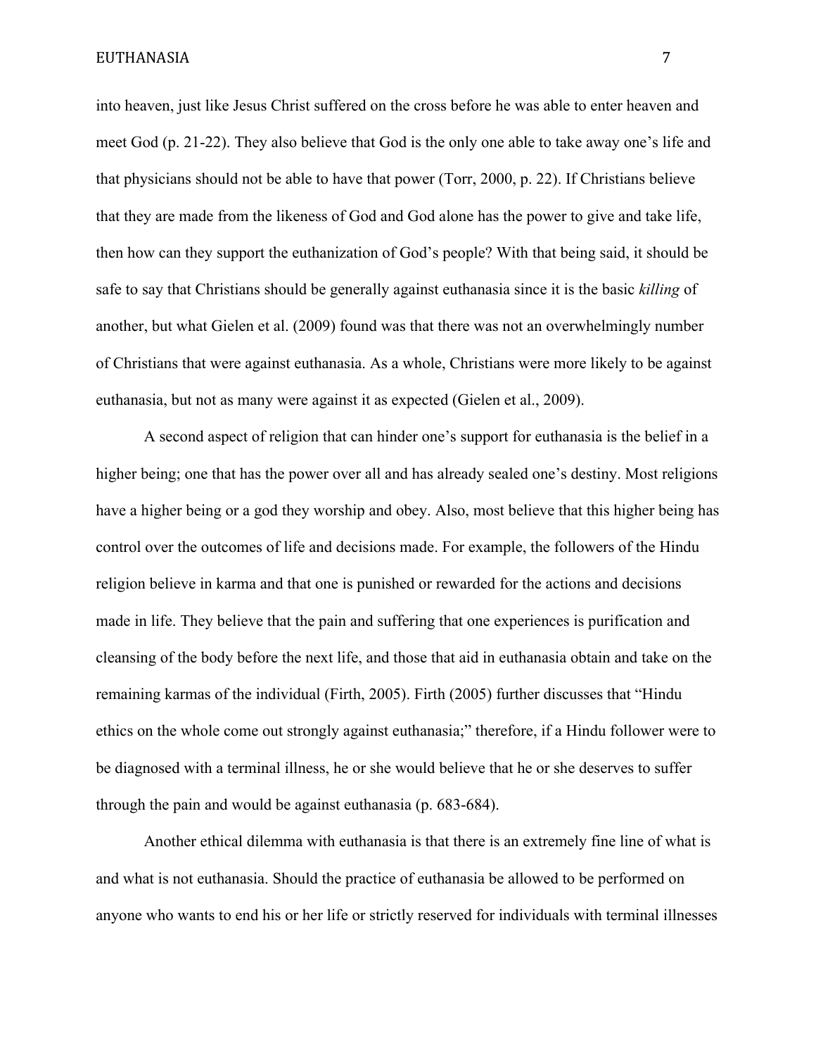into heaven, just like Jesus Christ suffered on the cross before he was able to enter heaven and meet God (p. 21-22). They also believe that God is the only one able to take away one's life and that physicians should not be able to have that power (Torr, 2000, p. 22). If Christians believe that they are made from the likeness of God and God alone has the power to give and take life, then how can they support the euthanization of God's people? With that being said, it should be safe to say that Christians should be generally against euthanasia since it is the basic *killing* of another, but what Gielen et al. (2009) found was that there was not an overwhelmingly number of Christians that were against euthanasia. As a whole, Christians were more likely to be against euthanasia, but not as many were against it as expected (Gielen et al., 2009).

A second aspect of religion that can hinder one's support for euthanasia is the belief in a higher being; one that has the power over all and has already sealed one's destiny. Most religions have a higher being or a god they worship and obey. Also, most believe that this higher being has control over the outcomes of life and decisions made. For example, the followers of the Hindu religion believe in karma and that one is punished or rewarded for the actions and decisions made in life. They believe that the pain and suffering that one experiences is purification and cleansing of the body before the next life, and those that aid in euthanasia obtain and take on the remaining karmas of the individual (Firth, 2005). Firth (2005) further discusses that "Hindu ethics on the whole come out strongly against euthanasia;" therefore, if a Hindu follower were to be diagnosed with a terminal illness, he or she would believe that he or she deserves to suffer through the pain and would be against euthanasia (p. 683-684).

Another ethical dilemma with euthanasia is that there is an extremely fine line of what is and what is not euthanasia. Should the practice of euthanasia be allowed to be performed on anyone who wants to end his or her life or strictly reserved for individuals with terminal illnesses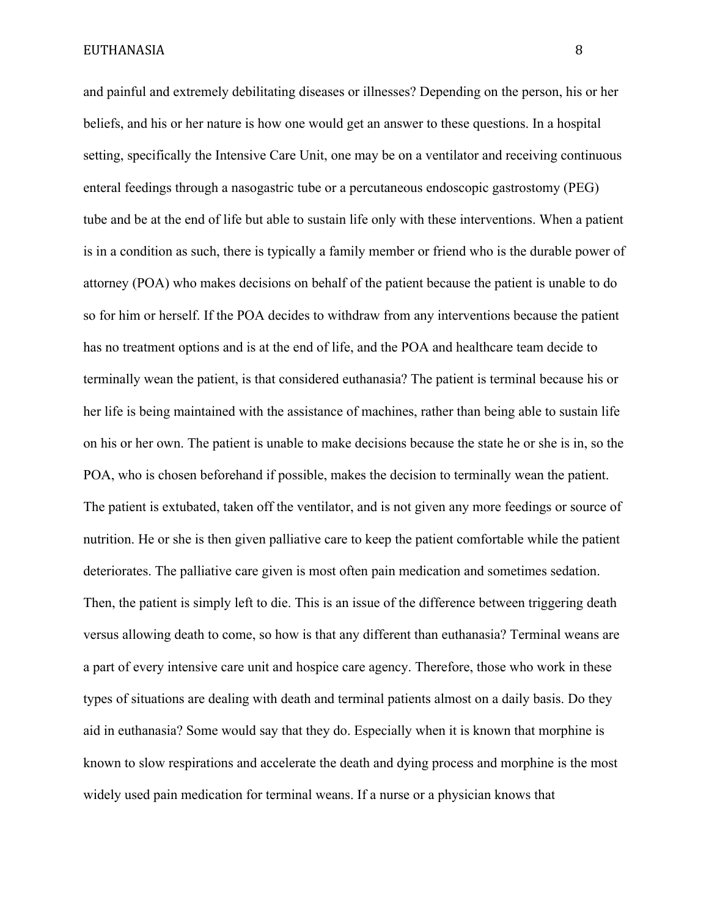and painful and extremely debilitating diseases or illnesses? Depending on the person, his or her beliefs, and his or her nature is how one would get an answer to these questions. In a hospital setting, specifically the Intensive Care Unit, one may be on a ventilator and receiving continuous enteral feedings through a nasogastric tube or a percutaneous endoscopic gastrostomy (PEG) tube and be at the end of life but able to sustain life only with these interventions. When a patient is in a condition as such, there is typically a family member or friend who is the durable power of attorney (POA) who makes decisions on behalf of the patient because the patient is unable to do so for him or herself. If the POA decides to withdraw from any interventions because the patient has no treatment options and is at the end of life, and the POA and healthcare team decide to terminally wean the patient, is that considered euthanasia? The patient is terminal because his or her life is being maintained with the assistance of machines, rather than being able to sustain life on his or her own. The patient is unable to make decisions because the state he or she is in, so the POA, who is chosen beforehand if possible, makes the decision to terminally wean the patient. The patient is extubated, taken off the ventilator, and is not given any more feedings or source of nutrition. He or she is then given palliative care to keep the patient comfortable while the patient deteriorates. The palliative care given is most often pain medication and sometimes sedation. Then, the patient is simply left to die. This is an issue of the difference between triggering death versus allowing death to come, so how is that any different than euthanasia? Terminal weans are a part of every intensive care unit and hospice care agency. Therefore, those who work in these types of situations are dealing with death and terminal patients almost on a daily basis. Do they aid in euthanasia? Some would say that they do. Especially when it is known that morphine is known to slow respirations and accelerate the death and dying process and morphine is the most widely used pain medication for terminal weans. If a nurse or a physician knows that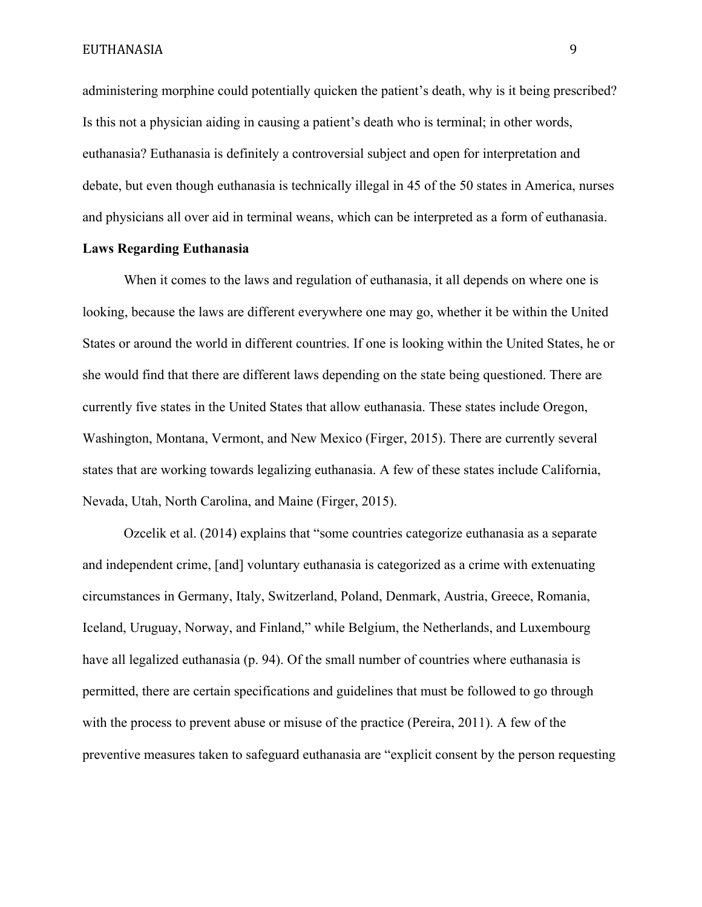administering morphine could potentially quicken the patient's death, why is it being prescribed? Is this not a physician aiding in causing a patient's death who is terminal; in other words, euthanasia? Euthanasia is definitely a controversial subject and open for interpretation and debate, but even though euthanasia is technically illegal in 45 of the 50 states in America, nurses and physicians all over aid in terminal weans, which can be interpreted as a form of euthanasia.

**Laws Regarding Euthanasia**

When it comes to the laws and regulation of euthanasia, it all depends on where one is looking, because the laws are different everywhere one may go, whether it be within the United States or around the world in different countries. If one is looking within the United States, he or she would find that there are different laws depending on the state being questioned. There are currently five states in the United States that allow euthanasia. These states include Oregon, Washington, Montana, Vermont, and New Mexico (Firger, 2015). There are currently several states that are working towards legalizing euthanasia. A few of these states include California, Nevada, Utah, North Carolina, and Maine (Firger, 2015).

Ozcelik et al. (2014) explains that "some countries categorize euthanasia as a separate and independent crime, [and] voluntary euthanasia is categorized as a crime with extenuating circumstances in Germany, Italy, Switzerland, Poland, Denmark, Austria, Greece, Romania, Iceland, Uruguay, Norway, and Finland," while Belgium, the Netherlands, and Luxembourg have all legalized euthanasia (p. 94). Of the small number of countries where euthanasia is permitted, there are certain specifications and guidelines that must be followed to go through with the process to prevent abuse or misuse of the practice (Pereira, 2011). A few of the preventive measures taken to safeguard euthanasia are "explicit consent by the person requesting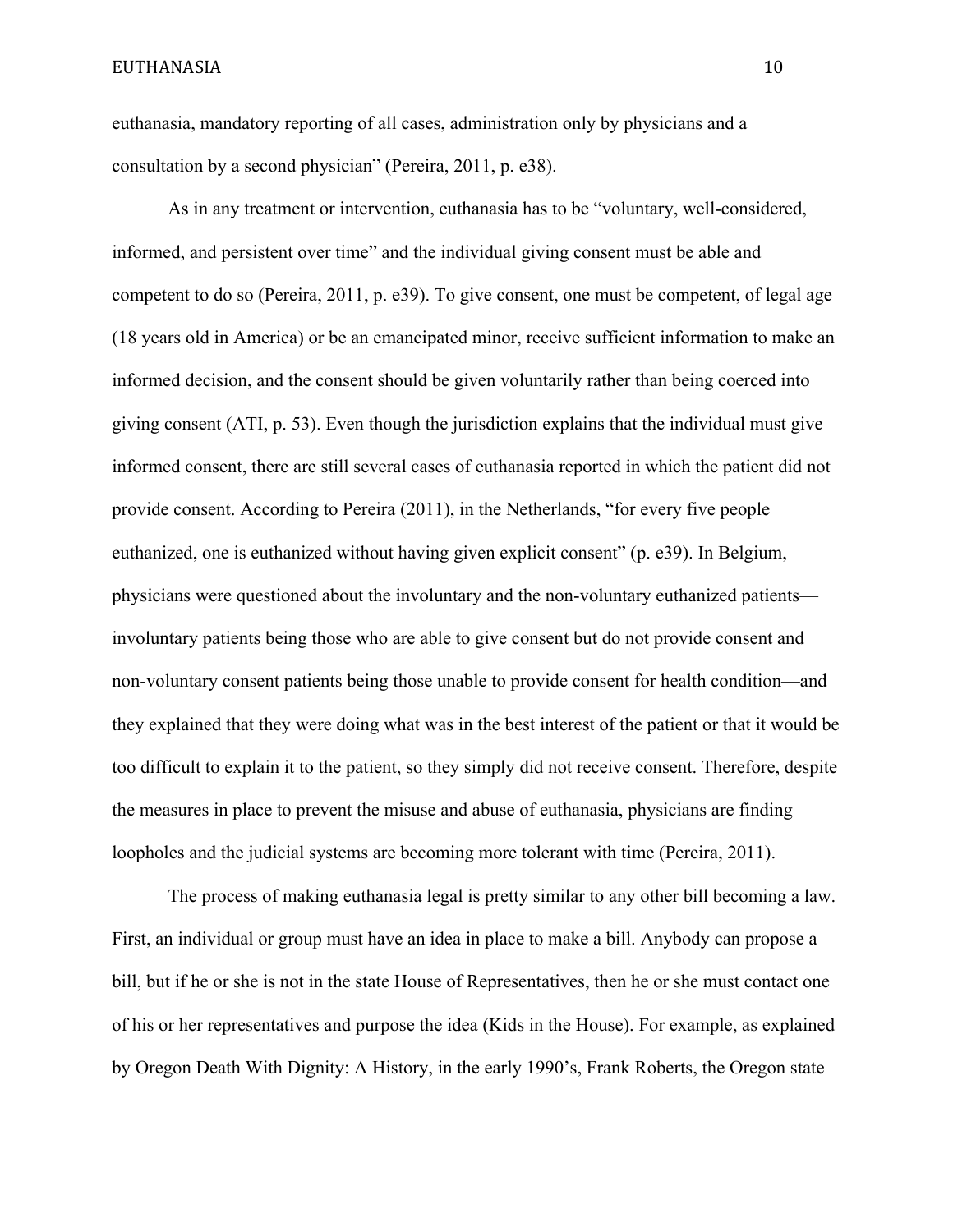euthanasia, mandatory reporting of all cases, administration only by physicians and a consultation by a second physician" (Pereira, 2011, p. e38).

As in any treatment or intervention, euthanasia has to be "voluntary, well-considered, informed, and persistent over time" and the individual giving consent must be able and competent to do so (Pereira, 2011, p. e39). To give consent, one must be competent, of legal age (18 years old in America) or be an emancipated minor, receive sufficient information to make an informed decision, and the consent should be given voluntarily rather than being coerced into giving consent (ATI, p. 53). Even though the jurisdiction explains that the individual must give informed consent, there are still several cases of euthanasia reported in which the patient did not provide consent. According to Pereira (2011), in the Netherlands, "for every five people euthanized, one is euthanized without having given explicit consent" (p. e39). In Belgium, physicians were questioned about the involuntary and the non-voluntary euthanized patients—involuntary patients being those who are able to give consent but do not provide consent and non-voluntary consent patients being those unable to provide consent for health condition—and they explained that they were doing what was in the best interest of the patient or that it would be too difficult to explain it to the patient, so they simply did not receive consent. Therefore, despite the measures in place to prevent the misuse and abuse of euthanasia, physicians are finding loopholes and the judicial systems are becoming more tolerant with time (Pereira, 2011).

The process of making euthanasia legal is pretty similar to any other bill becoming a law. First, an individual or group must have an idea in place to make a bill. Anybody can propose a bill, but if he or she is not in the state House of Representatives, then he or she must contact one of his or her representatives and purpose the idea (Kids in the House). For example, as explained by Oregon Death With Dignity: A History, in the early 1990's, Frank Roberts, the Oregon state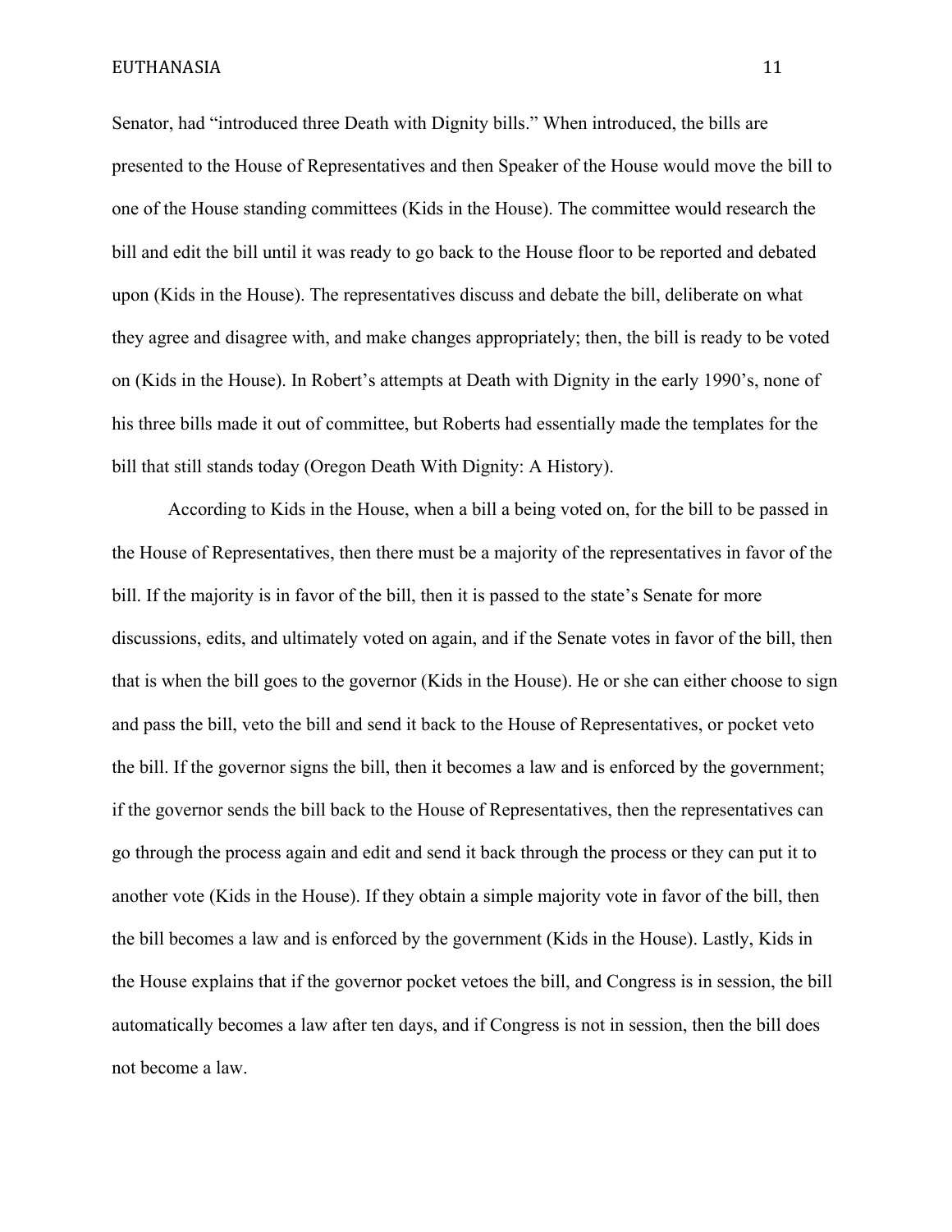Senator, had “introduced three Death with Dignity bills.” When introduced, the bills are presented to the House of Representatives and then Speaker of the House would move the bill to one of the House standing committees (Kids in the House). The committee would research the bill and edit the bill until it was ready to go back to the House floor to be reported and debated upon (Kids in the House). The representatives discuss and debate the bill, deliberate on what they agree and disagree with, and make changes appropriately; then, the bill is ready to be voted on (Kids in the House). In Robert’s attempts at Death with Dignity in the early 1990’s, none of his three bills made it out of committee, but Roberts had essentially made the templates for the bill that still stands today (Oregon Death With Dignity: A History).

According to Kids in the House, when a bill a being voted on, for the bill to be passed in the House of Representatives, then there must be a majority of the representatives in favor of the bill. If the majority is in favor of the bill, then it is passed to the state’s Senate for more discussions, edits, and ultimately voted on again, and if the Senate votes in favor of the bill, then that is when the bill goes to the governor (Kids in the House). He or she can either choose to sign and pass the bill, veto the bill and send it back to the House of Representatives, or pocket veto the bill. If the governor signs the bill, then it becomes a law and is enforced by the government; if the governor sends the bill back to the House of Representatives, then the representatives can go through the process again and edit and send it back through the process or they can put it to another vote (Kids in the House). If they obtain a simple majority vote in favor of the bill, then the bill becomes a law and is enforced by the government (Kids in the House). Lastly, Kids in the House explains that if the governor pocket vetoes the bill, and Congress is in session, the bill automatically becomes a law after ten days, and if Congress is not in session, then the bill does not become a law.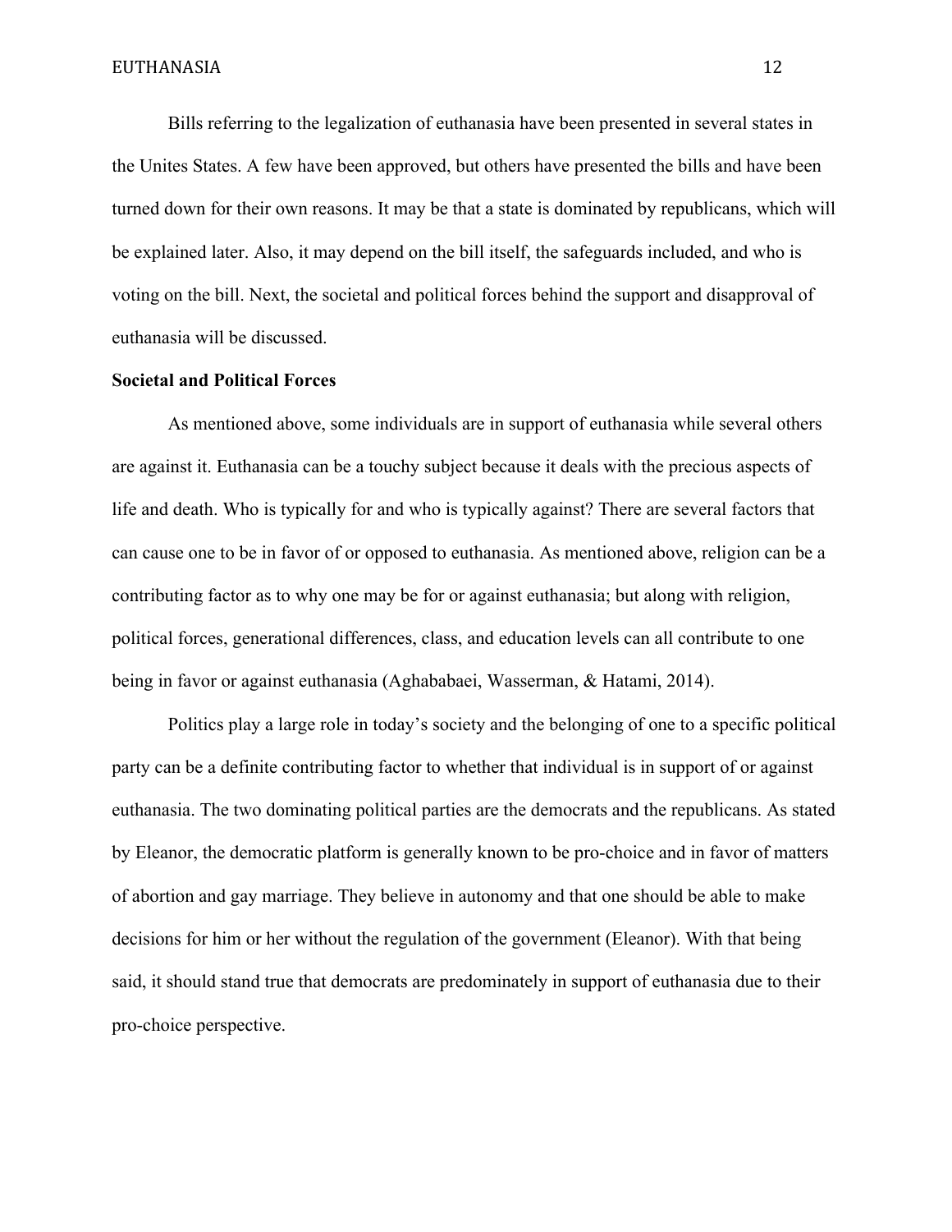Bills referring to the legalization of euthanasia have been presented in several states in the Unites States. A few have been approved, but others have presented the bills and have been turned down for their own reasons. It may be that a state is dominated by republicans, which will be explained later. Also, it may depend on the bill itself, the safeguards included, and who is voting on the bill. Next, the societal and political forces behind the support and disapproval of euthanasia will be discussed.

**Societal and Political Forces**

As mentioned above, some individuals are in support of euthanasia while several others are against it. Euthanasia can be a touchy subject because it deals with the precious aspects of life and death. Who is typically for and who is typically against? There are several factors that can cause one to be in favor of or opposed to euthanasia. As mentioned above, religion can be a contributing factor as to why one may be for or against euthanasia; but along with religion, political forces, generational differences, class, and education levels can all contribute to one being in favor or against euthanasia (Aghababaei, Wasserman, & Hatami, 2014).

Politics play a large role in today's society and the belonging of one to a specific political party can be a definite contributing factor to whether that individual is in support of or against euthanasia. The two dominating political parties are the democrats and the republicans. As stated by Eleanor, the democratic platform is generally known to be pro-choice and in favor of matters of abortion and gay marriage. They believe in autonomy and that one should be able to make decisions for him or her without the regulation of the government (Eleanor). With that being said, it should stand true that democrats are predominately in support of euthanasia due to their pro-choice perspective.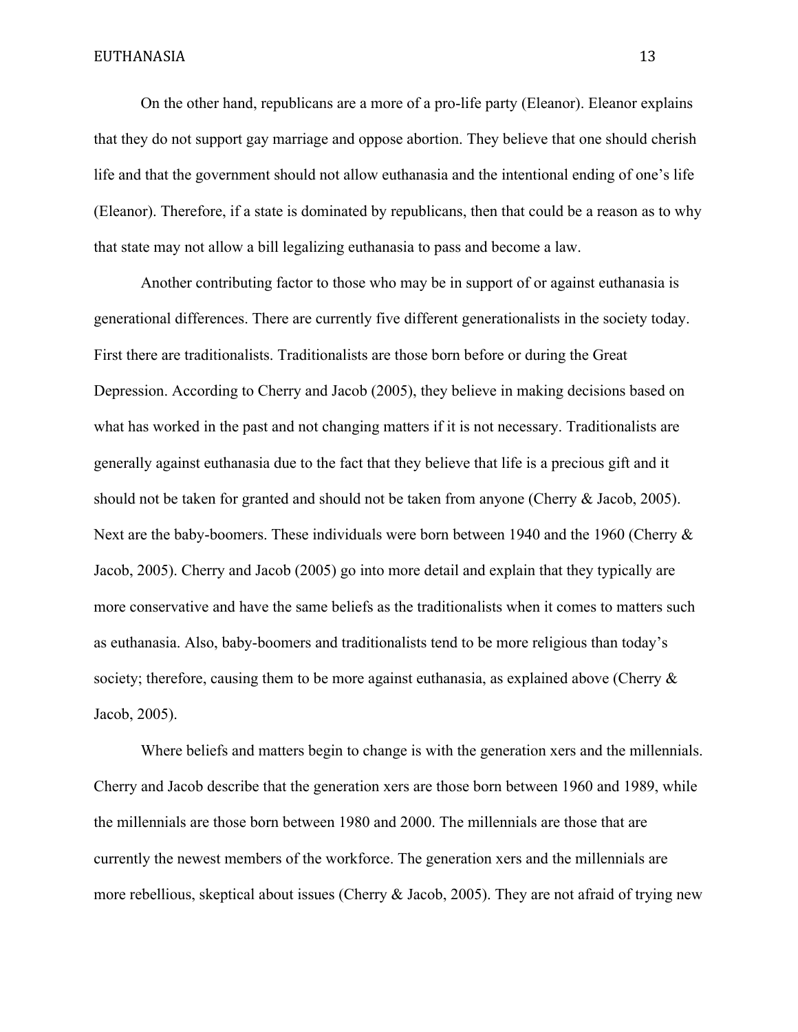On the other hand, republicans are a more of a pro-life party (Eleanor). Eleanor explains that they do not support gay marriage and oppose abortion. They believe that one should cherish life and that the government should not allow euthanasia and the intentional ending of one's life (Eleanor). Therefore, if a state is dominated by republicans, then that could be a reason as to why that state may not allow a bill legalizing euthanasia to pass and become a law.

Another contributing factor to those who may be in support of or against euthanasia is generational differences. There are currently five different generationalists in the society today. First there are traditionalists. Traditionalists are those born before or during the Great Depression. According to Cherry and Jacob (2005), they believe in making decisions based on what has worked in the past and not changing matters if it is not necessary. Traditionalists are generally against euthanasia due to the fact that they believe that life is a precious gift and it should not be taken for granted and should not be taken from anyone (Cherry & Jacob, 2005). Next are the baby-boomers. These individuals were born between 1940 and the 1960 (Cherry & Jacob, 2005). Cherry and Jacob (2005) go into more detail and explain that they typically are more conservative and have the same beliefs as the traditionalists when it comes to matters such as euthanasia. Also, baby-boomers and traditionalists tend to be more religious than today's society; therefore, causing them to be more against euthanasia, as explained above (Cherry & Jacob, 2005).

Where beliefs and matters begin to change is with the generation xers and the millennials. Cherry and Jacob describe that the generation xers are those born between 1960 and 1989, while the millennials are those born between 1980 and 2000. The millennials are those that are currently the newest members of the workforce. The generation xers and the millennials are more rebellious, skeptical about issues (Cherry & Jacob, 2005). They are not afraid of trying new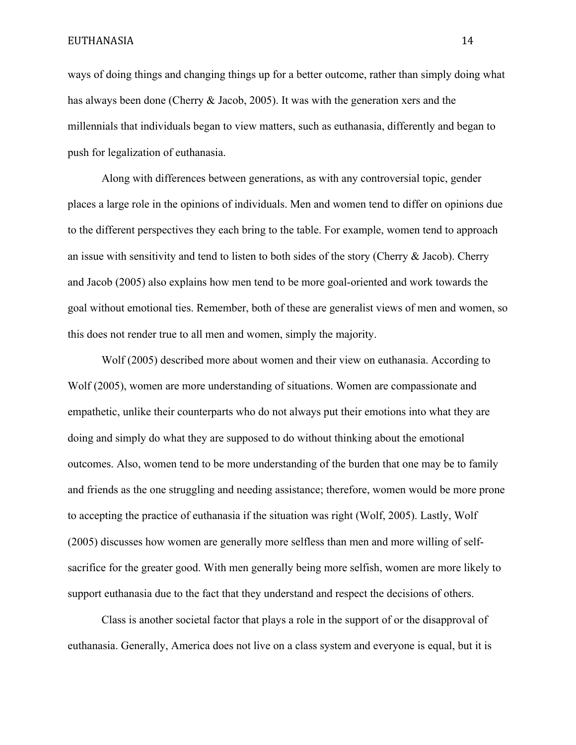ways of doing things and changing things up for a better outcome, rather than simply doing what has always been done (Cherry & Jacob, 2005). It was with the generation xers and the millennials that individuals began to view matters, such as euthanasia, differently and began to push for legalization of euthanasia.

Along with differences between generations, as with any controversial topic, gender places a large role in the opinions of individuals. Men and women tend to differ on opinions due to the different perspectives they each bring to the table. For example, women tend to approach an issue with sensitivity and tend to listen to both sides of the story (Cherry & Jacob). Cherry and Jacob (2005) also explains how men tend to be more goal-oriented and work towards the goal without emotional ties. Remember, both of these are generalist views of men and women, so this does not render true to all men and women, simply the majority.

Wolf (2005) described more about women and their view on euthanasia. According to Wolf (2005), women are more understanding of situations. Women are compassionate and empathetic, unlike their counterparts who do not always put their emotions into what they are doing and simply do what they are supposed to do without thinking about the emotional outcomes. Also, women tend to be more understanding of the burden that one may be to family and friends as the one struggling and needing assistance; therefore, women would be more prone to accepting the practice of euthanasia if the situation was right (Wolf, 2005). Lastly, Wolf (2005) discusses how women are generally more selfless than men and more willing of self-sacrifice for the greater good. With men generally being more selfish, women are more likely to support euthanasia due to the fact that they understand and respect the decisions of others.

Class is another societal factor that plays a role in the support of or the disapproval of euthanasia. Generally, America does not live on a class system and everyone is equal, but it is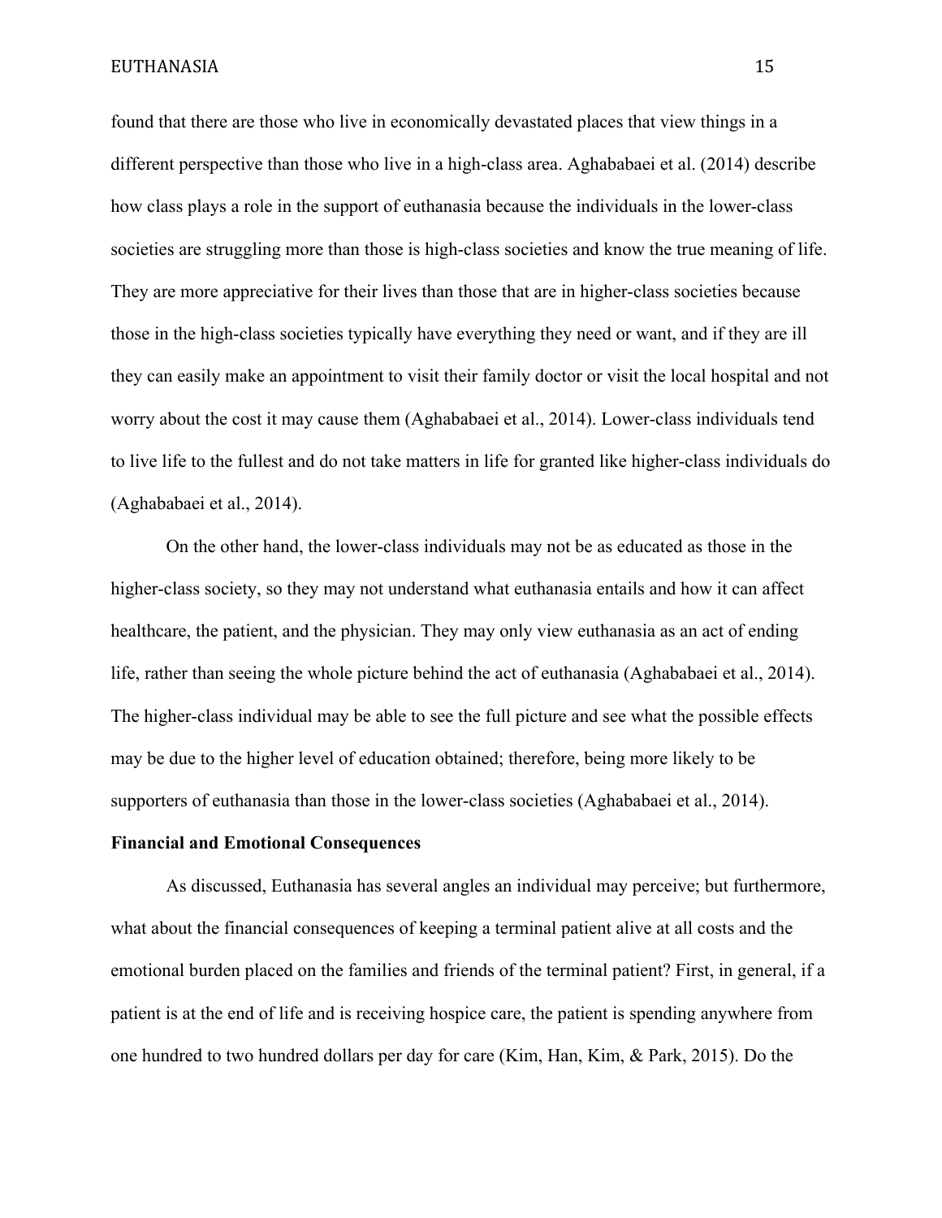found that there are those who live in economically devastated places that view things in a different perspective than those who live in a high-class area. Aghababaei et al. (2014) describe how class plays a role in the support of euthanasia because the individuals in the lower-class societies are struggling more than those is high-class societies and know the true meaning of life. They are more appreciative for their lives than those that are in higher-class societies because those in the high-class societies typically have everything they need or want, and if they are ill they can easily make an appointment to visit their family doctor or visit the local hospital and not worry about the cost it may cause them (Aghababaei et al., 2014). Lower-class individuals tend to live life to the fullest and do not take matters in life for granted like higher-class individuals do (Aghababaei et al., 2014).

On the other hand, the lower-class individuals may not be as educated as those in the higher-class society, so they may not understand what euthanasia entails and how it can affect healthcare, the patient, and the physician. They may only view euthanasia as an act of ending life, rather than seeing the whole picture behind the act of euthanasia (Aghababaei et al., 2014). The higher-class individual may be able to see the full picture and see what the possible effects may be due to the higher level of education obtained; therefore, being more likely to be supporters of euthanasia than those in the lower-class societies (Aghababaei et al., 2014).

**Financial and Emotional Consequences**

As discussed, Euthanasia has several angles an individual may perceive; but furthermore, what about the financial consequences of keeping a terminal patient alive at all costs and the emotional burden placed on the families and friends of the terminal patient? First, in general, if a patient is at the end of life and is receiving hospice care, the patient is spending anywhere from one hundred to two hundred dollars per day for care (Kim, Han, Kim, & Park, 2015). Do the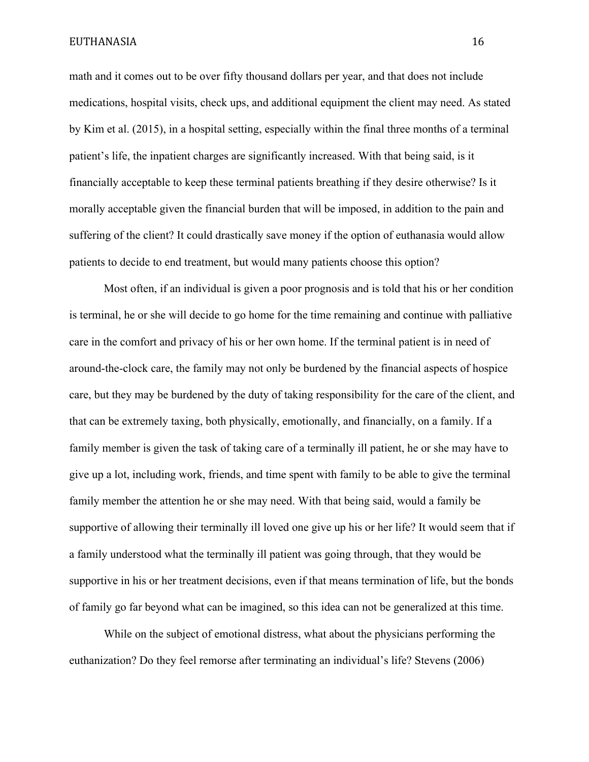math and it comes out to be over fifty thousand dollars per year, and that does not include medications, hospital visits, check ups, and additional equipment the client may need. As stated by Kim et al. (2015), in a hospital setting, especially within the final three months of a terminal patient's life, the inpatient charges are significantly increased. With that being said, is it financially acceptable to keep these terminal patients breathing if they desire otherwise? Is it morally acceptable given the financial burden that will be imposed, in addition to the pain and suffering of the client? It could drastically save money if the option of euthanasia would allow patients to decide to end treatment, but would many patients choose this option?

Most often, if an individual is given a poor prognosis and is told that his or her condition is terminal, he or she will decide to go home for the time remaining and continue with palliative care in the comfort and privacy of his or her own home. If the terminal patient is in need of around-the-clock care, the family may not only be burdened by the financial aspects of hospice care, but they may be burdened by the duty of taking responsibility for the care of the client, and that can be extremely taxing, both physically, emotionally, and financially, on a family. If a family member is given the task of taking care of a terminally ill patient, he or she may have to give up a lot, including work, friends, and time spent with family to be able to give the terminal family member the attention he or she may need. With that being said, would a family be supportive of allowing their terminally ill loved one give up his or her life? It would seem that if a family understood what the terminally ill patient was going through, that they would be supportive in his or her treatment decisions, even if that means termination of life, but the bonds of family go far beyond what can be imagined, so this idea can not be generalized at this time.

While on the subject of emotional distress, what about the physicians performing the euthanization? Do they feel remorse after terminating an individual's life? Stevens (2006)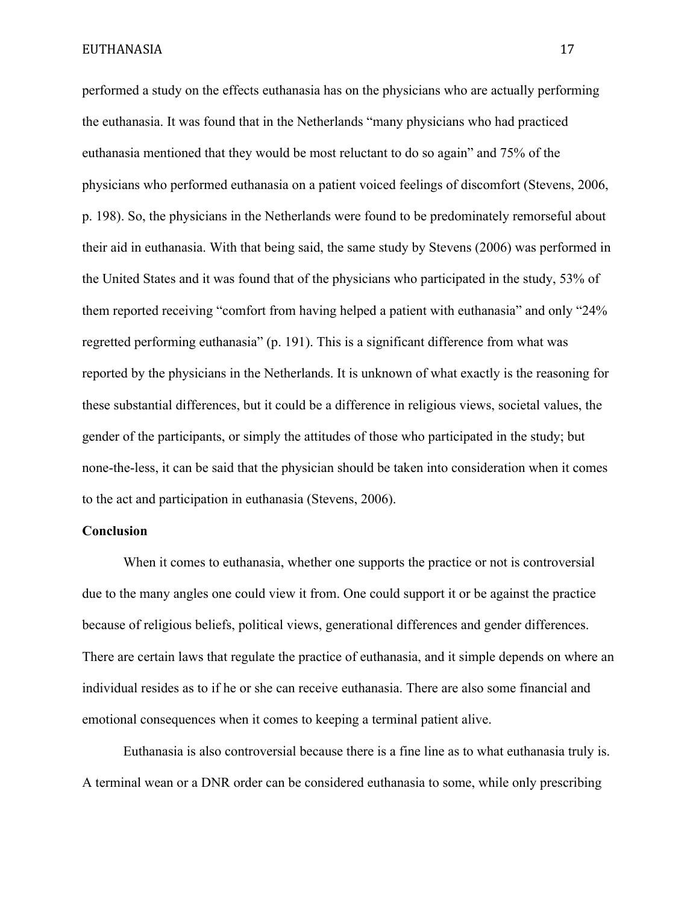performed a study on the effects euthanasia has on the physicians who are actually performing the euthanasia. It was found that in the Netherlands "many physicians who had practiced euthanasia mentioned that they would be most reluctant to do so again" and 75% of the physicians who performed euthanasia on a patient voiced feelings of discomfort (Stevens, 2006, p. 198). So, the physicians in the Netherlands were found to be predominately remorseful about their aid in euthanasia. With that being said, the same study by Stevens (2006) was performed in the United States and it was found that of the physicians who participated in the study, 53% of them reported receiving "comfort from having helped a patient with euthanasia" and only "24% regretted performing euthanasia" (p. 191). This is a significant difference from what was reported by the physicians in the Netherlands. It is unknown of what exactly is the reasoning for these substantial differences, but it could be a difference in religious views, societal values, the gender of the participants, or simply the attitudes of those who participated in the study; but none-the-less, it can be said that the physician should be taken into consideration when it comes to the act and participation in euthanasia (Stevens, 2006).

## Conclusion

When it comes to euthanasia, whether one supports the practice or not is controversial due to the many angles one could view it from. One could support it or be against the practice because of religious beliefs, political views, generational differences and gender differences. There are certain laws that regulate the practice of euthanasia, and it simple depends on where an individual resides as to if he or she can receive euthanasia. There are also some financial and emotional consequences when it comes to keeping a terminal patient alive.

Euthanasia is also controversial because there is a fine line as to what euthanasia truly is. A terminal wean or a DNR order can be considered euthanasia to some, while only prescribing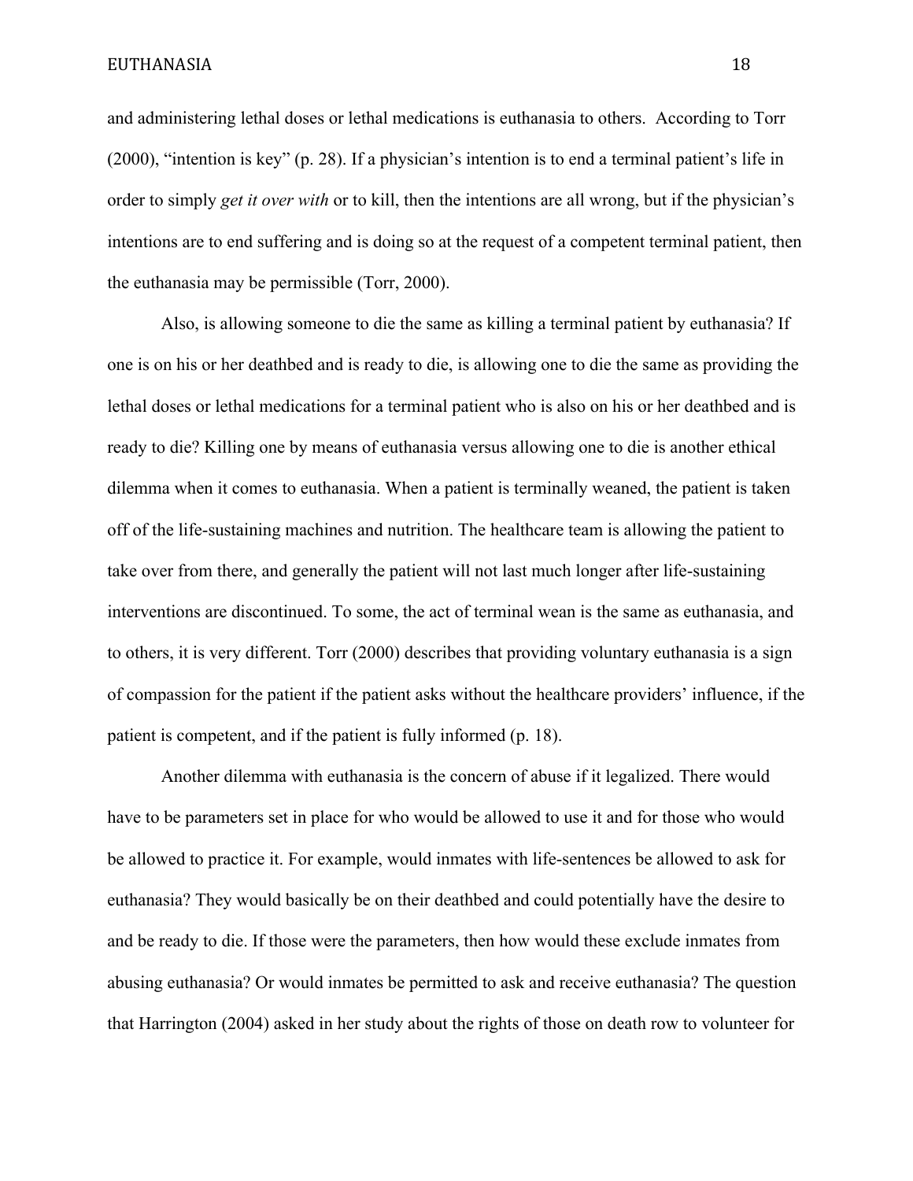and administering lethal doses or lethal medications is euthanasia to others. According to Torr (2000), "intention is key" (p. 28). If a physician's intention is to end a terminal patient's life in order to simply *get it over with* or to kill, then the intentions are all wrong, but if the physician's intentions are to end suffering and is doing so at the request of a competent terminal patient, then the euthanasia may be permissible (Torr, 2000).

Also, is allowing someone to die the same as killing a terminal patient by euthanasia? If one is on his or her deathbed and is ready to die, is allowing one to die the same as providing the lethal doses or lethal medications for a terminal patient who is also on his or her deathbed and is ready to die? Killing one by means of euthanasia versus allowing one to die is another ethical dilemma when it comes to euthanasia. When a patient is terminally weaned, the patient is taken off of the life-sustaining machines and nutrition. The healthcare team is allowing the patient to take over from there, and generally the patient will not last much longer after life-sustaining interventions are discontinued. To some, the act of terminal wean is the same as euthanasia, and to others, it is very different. Torr (2000) describes that providing voluntary euthanasia is a sign of compassion for the patient if the patient asks without the healthcare providers' influence, if the patient is competent, and if the patient is fully informed (p. 18).

Another dilemma with euthanasia is the concern of abuse if it legalized. There would have to be parameters set in place for who would be allowed to use it and for those who would be allowed to practice it. For example, would inmates with life-sentences be allowed to ask for euthanasia? They would basically be on their deathbed and could potentially have the desire to and be ready to die. If those were the parameters, then how would these exclude inmates from abusing euthanasia? Or would inmates be permitted to ask and receive euthanasia? The question that Harrington (2004) asked in her study about the rights of those on death row to volunteer for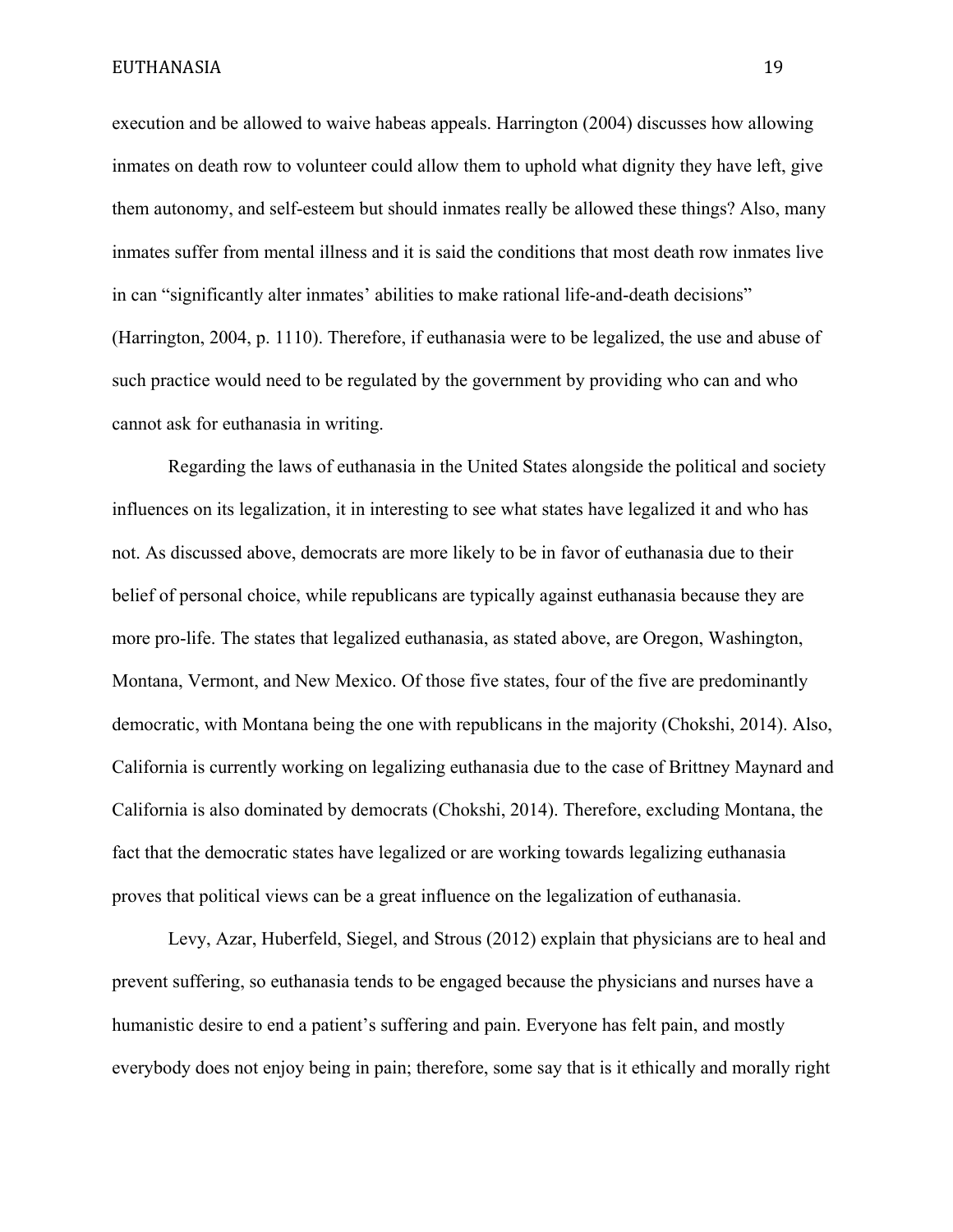execution and be allowed to waive habeas appeals. Harrington (2004) discusses how allowing inmates on death row to volunteer could allow them to uphold what dignity they have left, give them autonomy, and self-esteem but should inmates really be allowed these things? Also, many inmates suffer from mental illness and it is said the conditions that most death row inmates live in can "significantly alter inmates' abilities to make rational life-and-death decisions" (Harrington, 2004, p. 1110). Therefore, if euthanasia were to be legalized, the use and abuse of such practice would need to be regulated by the government by providing who can and who cannot ask for euthanasia in writing.

Regarding the laws of euthanasia in the United States alongside the political and society influences on its legalization, it in interesting to see what states have legalized it and who has not. As discussed above, democrats are more likely to be in favor of euthanasia due to their belief of personal choice, while republicans are typically against euthanasia because they are more pro-life. The states that legalized euthanasia, as stated above, are Oregon, Washington, Montana, Vermont, and New Mexico. Of those five states, four of the five are predominantly democratic, with Montana being the one with republicans in the majority (Chokshi, 2014). Also, California is currently working on legalizing euthanasia due to the case of Brittney Maynard and California is also dominated by democrats (Chokshi, 2014). Therefore, excluding Montana, the fact that the democratic states have legalized or are working towards legalizing euthanasia proves that political views can be a great influence on the legalization of euthanasia.

Levy, Azar, Huberfeld, Siegel, and Strous (2012) explain that physicians are to heal and prevent suffering, so euthanasia tends to be engaged because the physicians and nurses have a humanistic desire to end a patient's suffering and pain. Everyone has felt pain, and mostly everybody does not enjoy being in pain; therefore, some say that is it ethically and morally right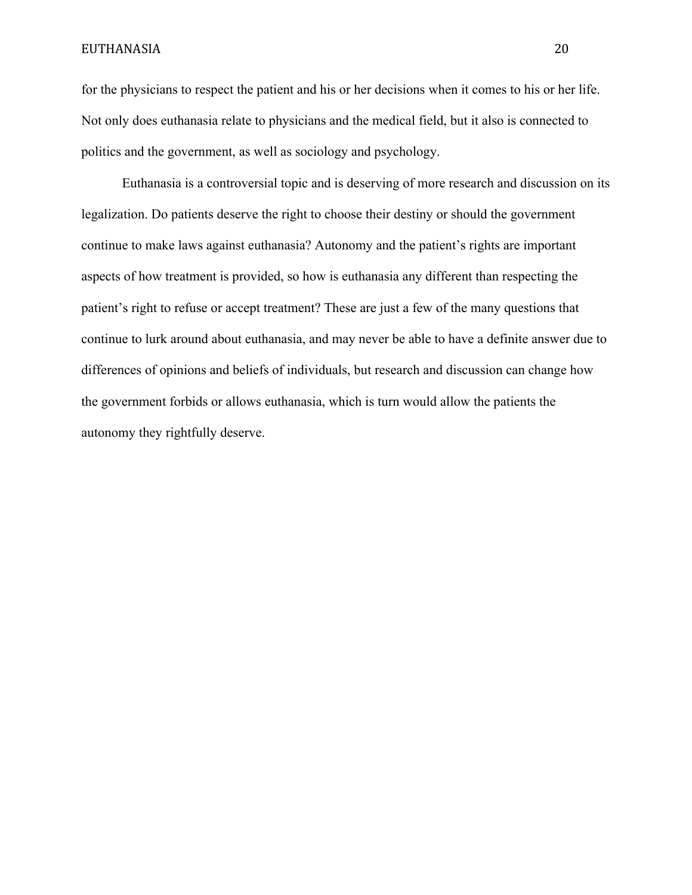for the physicians to respect the patient and his or her decisions when it comes to his or her life. Not only does euthanasia relate to physicians and the medical field, but it also is connected to politics and the government, as well as sociology and psychology.

Euthanasia is a controversial topic and is deserving of more research and discussion on its legalization. Do patients deserve the right to choose their destiny or should the government continue to make laws against euthanasia? Autonomy and the patient's rights are important aspects of how treatment is provided, so how is euthanasia any different than respecting the patient's right to refuse or accept treatment? These are just a few of the many questions that continue to lurk around about euthanasia, and may never be able to have a definite answer due to differences of opinions and beliefs of individuals, but research and discussion can change how the government forbids or allows euthanasia, which is turn would allow the patients the autonomy they rightfully deserve.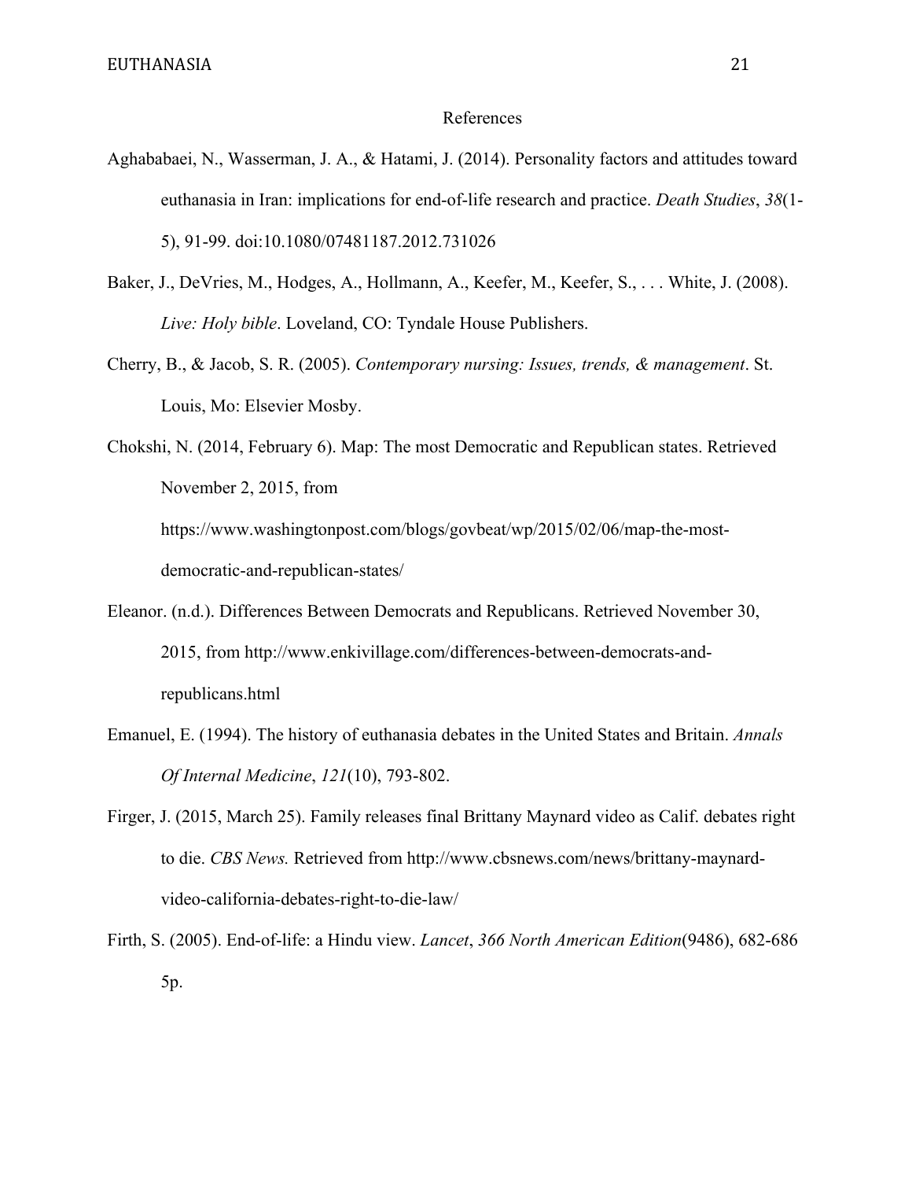# References

Aghababaei, N., Wasserman, J. A., & Hatami, J. (2014). Personality factors and attitudes toward euthanasia in Iran: implications for end-of-life research and practice. *Death Studies*, *38*(1-5), 91-99. doi:10.1080/07481187.2012.731026

Baker, J., DeVries, M., Hodges, A., Hollmann, A., Keefer, M., Keefer, S., . . . White, J. (2008). *Live: Holy bible*. Loveland, CO: Tyndale House Publishers.

Cherry, B., & Jacob, S. R. (2005). *Contemporary nursing: Issues, trends, & management*. St. Louis, Mo: Elsevier Mosby.

Chokshi, N. (2014, February 6). Map: The most Democratic and Republican states. Retrieved November 2, 2015, from https://www.washingtonpost.com/blogs/govbeat/wp/2015/02/06/map-the-most-democratic-and-republican-states/

Eleanor. (n.d.). Differences Between Democrats and Republicans. Retrieved November 30, 2015, from http://www.enkivillage.com/differences-between-democrats-and-republicans.html

Emanuel, E. (1994). The history of euthanasia debates in the United States and Britain. *Annals Of Internal Medicine*, *121*(10), 793-802.

Firger, J. (2015, March 25). Family releases final Brittany Maynard video as Calif. debates right to die. *CBS News.* Retrieved from http://www.cbsnews.com/news/brittany-maynard-video-california-debates-right-to-die-law/

Firth, S. (2005). End-of-life: a Hindu view. *Lancet*, *366 North American Edition*(9486), 682-686 5p.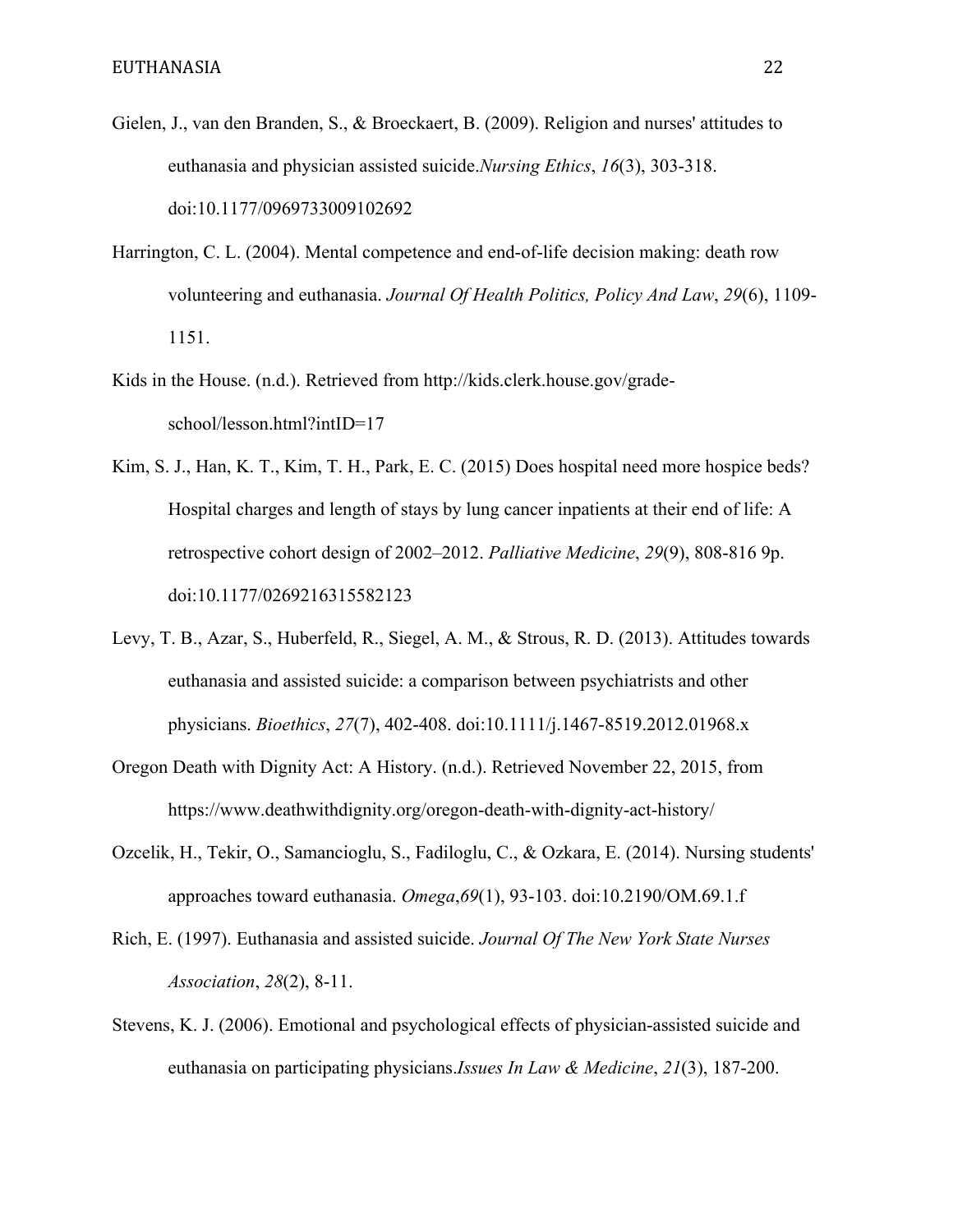Gielen, J., van den Branden, S., & Broeckaert, B. (2009). Religion and nurses' attitudes to euthanasia and physician assisted suicide.*Nursing Ethics*, *16*(3), 303-318. doi:10.1177/0969733009102692

Harrington, C. L. (2004). Mental competence and end-of-life decision making: death row volunteering and euthanasia. *Journal Of Health Politics, Policy And Law*, *29*(6), 1109-1151.

Kids in the House. (n.d.). Retrieved from http://kids.clerk.house.gov/grade-school/lesson.html?intID=17

Kim, S. J., Han, K. T., Kim, T. H., Park, E. C. (2015) Does hospital need more hospice beds? Hospital charges and length of stays by lung cancer inpatients at their end of life: A retrospective cohort design of 2002–2012. *Palliative Medicine*, *29*(9), 808-816 9p. doi:10.1177/0269216315582123

Levy, T. B., Azar, S., Huberfeld, R., Siegel, A. M., & Strous, R. D. (2013). Attitudes towards euthanasia and assisted suicide: a comparison between psychiatrists and other physicians. *Bioethics*, *27*(7), 402-408. doi:10.1111/j.1467-8519.2012.01968.x

Oregon Death with Dignity Act: A History. (n.d.). Retrieved November 22, 2015, from https://www.deathwithdignity.org/oregon-death-with-dignity-act-history/

Ozcelik, H., Tekir, O., Samancioglu, S., Fadiloglu, C., & Ozkara, E. (2014). Nursing students' approaches toward euthanasia. *Omega*,*69*(1), 93-103. doi:10.2190/OM.69.1.f

Rich, E. (1997). Euthanasia and assisted suicide. *Journal Of The New York State Nurses Association*, *28*(2), 8-11.

Stevens, K. J. (2006). Emotional and psychological effects of physician-assisted suicide and euthanasia on participating physicians.*Issues In Law & Medicine*, *21*(3), 187-200.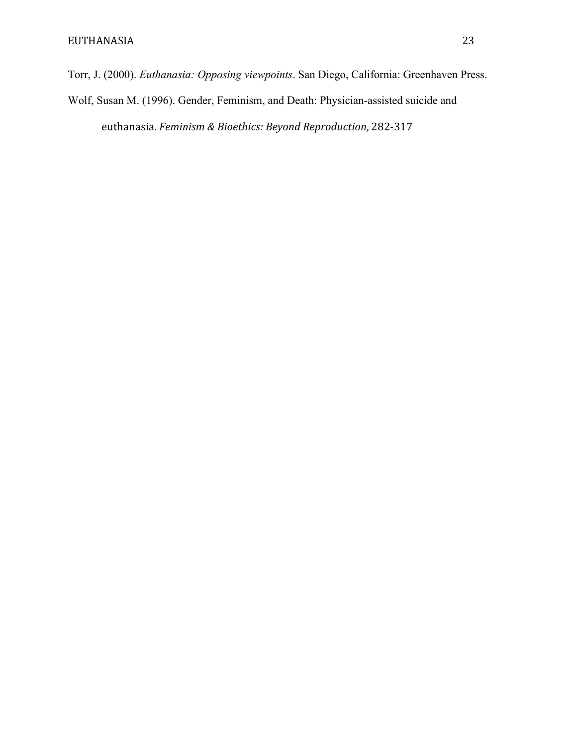Torr, J. (2000). *Euthanasia: Opposing viewpoints*. San Diego, California: Greenhaven Press.

Wolf, Susan M. (1996). Gender, Feminism, and Death: Physician-assisted suicide and euthanasia. *Feminism & Bioethics: Beyond Reproduction*, 282-317